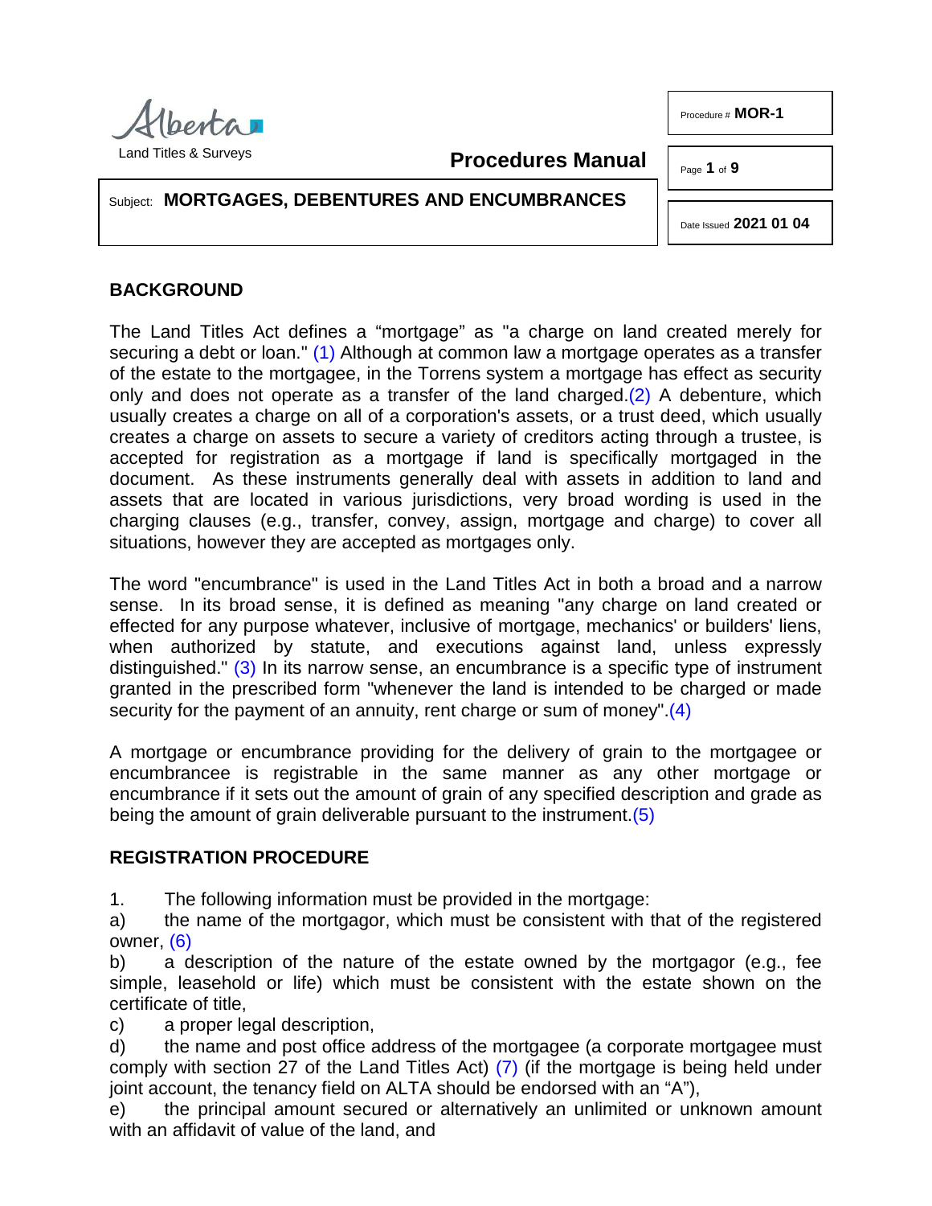Subject: **MORTGAGES, DEBENTURES AND ENCUMBRANCES**

## BACKGROUND

The Land Titles Act defines a "mortgage" as "a charge on land created merely for securing a debt or loan." (1) Although at common law a mortgage operates as a transfer of the estate to the mortgagee, in the Torrens system a mortgage has effect as security only and does not operate as a transfer of the land charged.(2) A debenture, which usually creates a charge on all of a corporation's assets, or a trust deed, which usually creates a charge on assets to secure a variety of creditors acting through a trustee, is accepted for registration as a mortgage if land is specifically mortgaged in the document. As these instruments generally deal with assets in addition to land and assets that are located in various jurisdictions, very broad wording is used in the charging clauses (e.g., transfer, convey, assign, mortgage and charge) to cover all situations, however they are accepted as mortgages only.

The word "encumbrance" is used in the Land Titles Act in both a broad and a narrow sense. In its broad sense, it is defined as meaning "any charge on land created or effected for any purpose whatever, inclusive of mortgage, mechanics' or builders' liens, when authorized by statute, and executions against land, unless expressly distinguished." (3) In its narrow sense, an encumbrance is a specific type of instrument granted in the prescribed form "whenever the land is intended to be charged or made security for the payment of an annuity, rent charge or sum of money".(4)

A mortgage or encumbrance providing for the delivery of grain to the mortgagee or encumbrancee is registrable in the same manner as any other mortgage or encumbrance if it sets out the amount of grain of any specified description and grade as being the amount of grain deliverable pursuant to the instrument.(5)

## REGISTRATION PROCEDURE

1. The following information must be provided in the mortgage:

a) the name of the mortgagor, which must be consistent with that of the registered owner, (6)

b) a description of the nature of the estate owned by the mortgagor (e.g., fee simple, leasehold or life) which must be consistent with the estate shown on the certificate of title,

c) a proper legal description,

d) the name and post office address of the mortgagee (a corporate mortgagee must comply with section 27 of the Land Titles Act) (7) (if the mortgage is being held under joint account, the tenancy field on ALTA should be endorsed with an "A"),

e) the principal amount secured or alternatively an unlimited or unknown amount with an affidavit of value of the land, and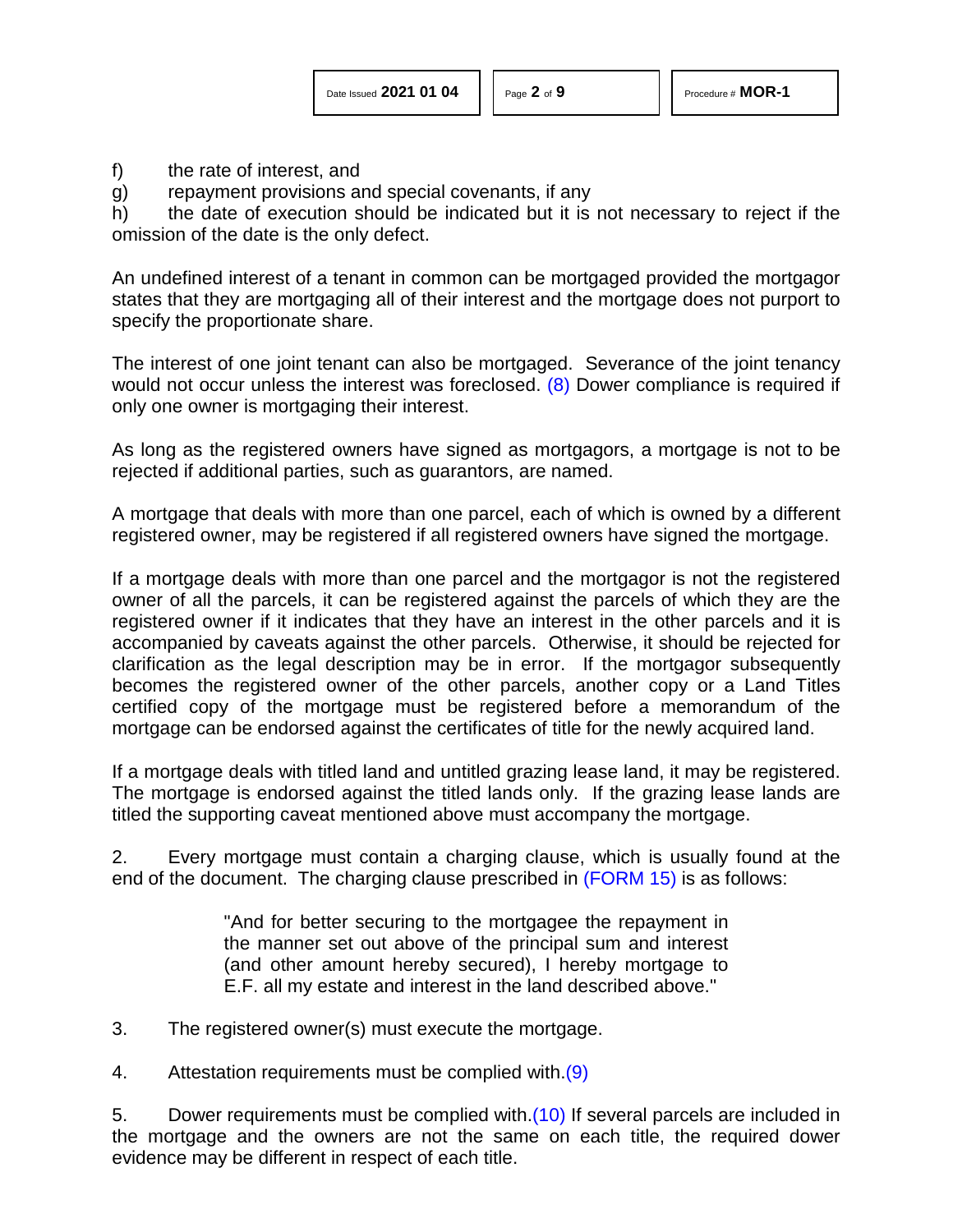f) the rate of interest, and

g) repayment provisions and special covenants, if any

h) the date of execution should be indicated but it is not necessary to reject if the omission of the date is the only defect.

An undefined interest of a tenant in common can be mortgaged provided the mortgagor states that they are mortgaging all of their interest and the mortgage does not purport to specify the proportionate share.

The interest of one joint tenant can also be mortgaged. Severance of the joint tenancy would not occur unless the interest was foreclosed. (8) Dower compliance is required if only one owner is mortgaging their interest.

As long as the registered owners have signed as mortgagors, a mortgage is not to be rejected if additional parties, such as guarantors, are named.

A mortgage that deals with more than one parcel, each of which is owned by a different registered owner, may be registered if all registered owners have signed the mortgage.

If a mortgage deals with more than one parcel and the mortgagor is not the registered owner of all the parcels, it can be registered against the parcels of which they are the registered owner if it indicates that they have an interest in the other parcels and it is accompanied by caveats against the other parcels. Otherwise, it should be rejected for clarification as the legal description may be in error. If the mortgagor subsequently becomes the registered owner of the other parcels, another copy or a Land Titles certified copy of the mortgage must be registered before a memorandum of the mortgage can be endorsed against the certificates of title for the newly acquired land.

If a mortgage deals with titled land and untitled grazing lease land, it may be registered. The mortgage is endorsed against the titled lands only. If the grazing lease lands are titled the supporting caveat mentioned above must accompany the mortgage.

2. Every mortgage must contain a charging clause, which is usually found at the end of the document. The charging clause prescribed in (FORM 15) is as follows:

> "And for better securing to the mortgagee the repayment in the manner set out above of the principal sum and interest (and other amount hereby secured), I hereby mortgage to E.F. all my estate and interest in the land described above."

3. The registered owner(s) must execute the mortgage.

4. Attestation requirements must be complied with.(9)

5. Dower requirements must be complied with.(10) If several parcels are included in the mortgage and the owners are not the same on each title, the required dower evidence may be different in respect of each title.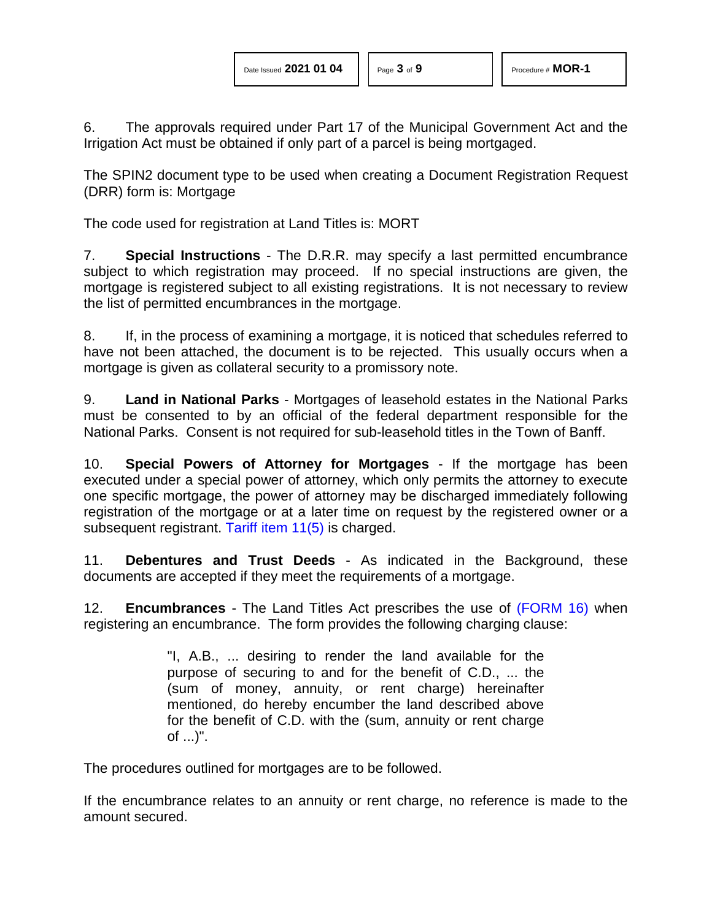6. The approvals required under Part 17 of the Municipal Government Act and the Irrigation Act must be obtained if only part of a parcel is being mortgaged.

The SPIN2 document type to be used when creating a Document Registration Request (DRR) form is: Mortgage

The code used for registration at Land Titles is: MORT

7. **Special Instructions** - The D.R.R. may specify a last permitted encumbrance subject to which registration may proceed. If no special instructions are given, the mortgage is registered subject to all existing registrations. It is not necessary to review the list of permitted encumbrances in the mortgage.

8. If, in the process of examining a mortgage, it is noticed that schedules referred to have not been attached, the document is to be rejected. This usually occurs when a mortgage is given as collateral security to a promissory note.

9. **Land in National Parks** - Mortgages of leasehold estates in the National Parks must be consented to by an official of the federal department responsible for the National Parks. Consent is not required for sub-leasehold titles in the Town of Banff.

10. **Special Powers of Attorney for Mortgages** - If the mortgage has been executed under a special power of attorney, which only permits the attorney to execute one specific mortgage, the power of attorney may be discharged immediately following registration of the mortgage or at a later time on request by the registered owner or a subsequent registrant. Tariff item 11(5) is charged.

11. **Debentures and Trust Deeds** - As indicated in the Background, these documents are accepted if they meet the requirements of a mortgage.

12. **Encumbrances** - The Land Titles Act prescribes the use of (FORM 16) when registering an encumbrance. The form provides the following charging clause:

> "I, A.B., ... desiring to render the land available for the purpose of securing to and for the benefit of C.D., ... the (sum of money, annuity, or rent charge) hereinafter mentioned, do hereby encumber the land described above for the benefit of C.D. with the (sum, annuity or rent charge of ...)".

The procedures outlined for mortgages are to be followed.

If the encumbrance relates to an annuity or rent charge, no reference is made to the amount secured.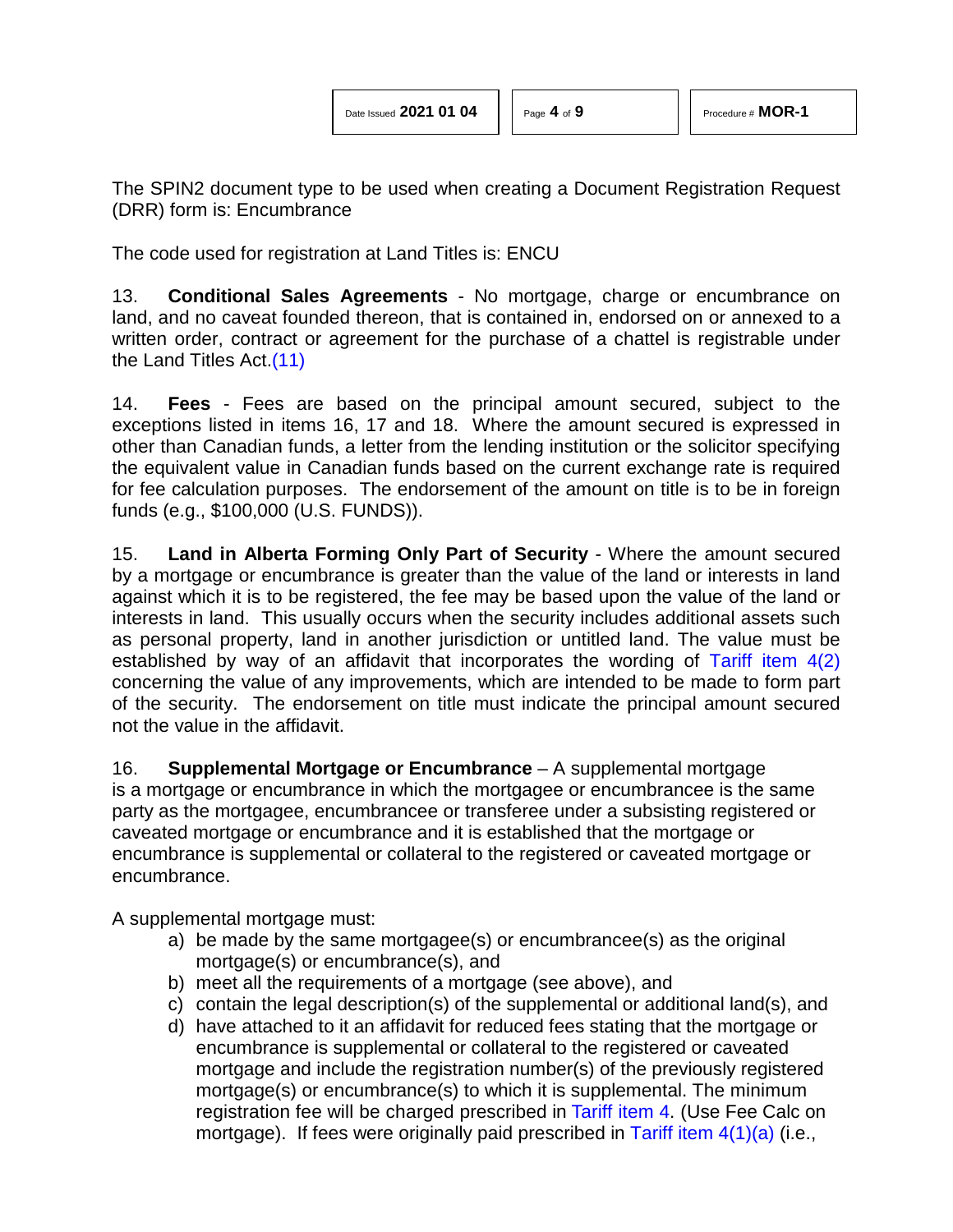The SPIN2 document type to be used when creating a Document Registration Request (DRR) form is: Encumbrance

The code used for registration at Land Titles is: ENCU

13. **Conditional Sales Agreements** - No mortgage, charge or encumbrance on land, and no caveat founded thereon, that is contained in, endorsed on or annexed to a written order, contract or agreement for the purchase of a chattel is registrable under the Land Titles Act.(11)

14. **Fees** - Fees are based on the principal amount secured, subject to the exceptions listed in items 16, 17 and 18. Where the amount secured is expressed in other than Canadian funds, a letter from the lending institution or the solicitor specifying the equivalent value in Canadian funds based on the current exchange rate is required for fee calculation purposes. The endorsement of the amount on title is to be in foreign funds (e.g., $100,000 (U.S. FUNDS)).

15. **Land in Alberta Forming Only Part of Security** - Where the amount secured by a mortgage or encumbrance is greater than the value of the land or interests in land against which it is to be registered, the fee may be based upon the value of the land or interests in land. This usually occurs when the security includes additional assets such as personal property, land in another jurisdiction or untitled land. The value must be established by way of an affidavit that incorporates the wording of Tariff item 4(2) concerning the value of any improvements, which are intended to be made to form part of the security. The endorsement on title must indicate the principal amount secured not the value in the affidavit.

16. **Supplemental Mortgage or Encumbrance** – A supplemental mortgage is a mortgage or encumbrance in which the mortgagee or encumbrancee is the same party as the mortgagee, encumbrancee or transferee under a subsisting registered or caveated mortgage or encumbrance and it is established that the mortgage or encumbrance is supplemental or collateral to the registered or caveated mortgage or encumbrance.

A supplemental mortgage must:

a) be made by the same mortgagee(s) or encumbrancee(s) as the original mortgage(s) or encumbrance(s), and
b) meet all the requirements of a mortgage (see above), and
c) contain the legal description(s) of the supplemental or additional land(s), and
d) have attached to it an affidavit for reduced fees stating that the mortgage or encumbrance is supplemental or collateral to the registered or caveated mortgage and include the registration number(s) of the previously registered mortgage(s) or encumbrance(s) to which it is supplemental. The minimum registration fee will be charged prescribed in Tariff item 4. (Use Fee Calc on mortgage). If fees were originally paid prescribed in Tariff item 4(1)(a) (i.e.,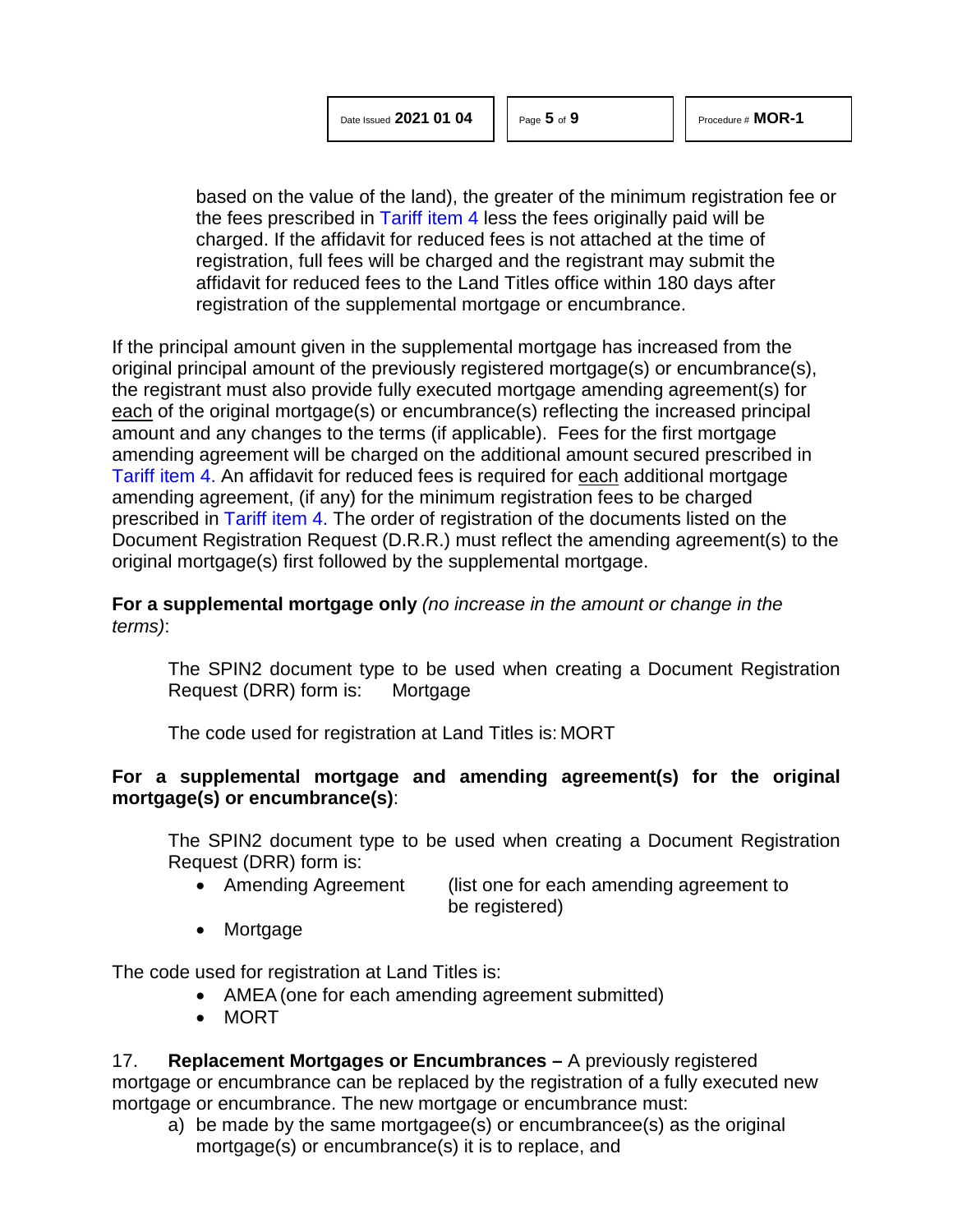based on the value of the land), the greater of the minimum registration fee or the fees prescribed in Tariff item 4 less the fees originally paid will be charged. If the affidavit for reduced fees is not attached at the time of registration, full fees will be charged and the registrant may submit the affidavit for reduced fees to the Land Titles office within 180 days after registration of the supplemental mortgage or encumbrance.

If the principal amount given in the supplemental mortgage has increased from the original principal amount of the previously registered mortgage(s) or encumbrance(s), the registrant must also provide fully executed mortgage amending agreement(s) for each of the original mortgage(s) or encumbrance(s) reflecting the increased principal amount and any changes to the terms (if applicable). Fees for the first mortgage amending agreement will be charged on the additional amount secured prescribed in Tariff item 4. An affidavit for reduced fees is required for each additional mortgage amending agreement, (if any) for the minimum registration fees to be charged prescribed in Tariff item 4. The order of registration of the documents listed on the Document Registration Request (D.R.R.) must reflect the amending agreement(s) to the original mortgage(s) first followed by the supplemental mortgage.

**For a supplemental mortgage only** *(no increase in the amount or change in the terms)*:

The SPIN2 document type to be used when creating a Document Registration Request (DRR) form is: Mortgage

The code used for registration at Land Titles is: MORT

**For a supplemental mortgage and amending agreement(s) for the original mortgage(s) or encumbrance(s)**:

The SPIN2 document type to be used when creating a Document Registration Request (DRR) form is:

- Amending Agreement (list one for each amending agreement to be registered)
- Mortgage

The code used for registration at Land Titles is:

- AMEA (one for each amending agreement submitted)
- MORT

17. **Replacement Mortgages or Encumbrances –** A previously registered mortgage or encumbrance can be replaced by the registration of a fully executed new mortgage or encumbrance. The new mortgage or encumbrance must:

a) be made by the same mortgagee(s) or encumbrancee(s) as the original mortgage(s) or encumbrance(s) it is to replace, and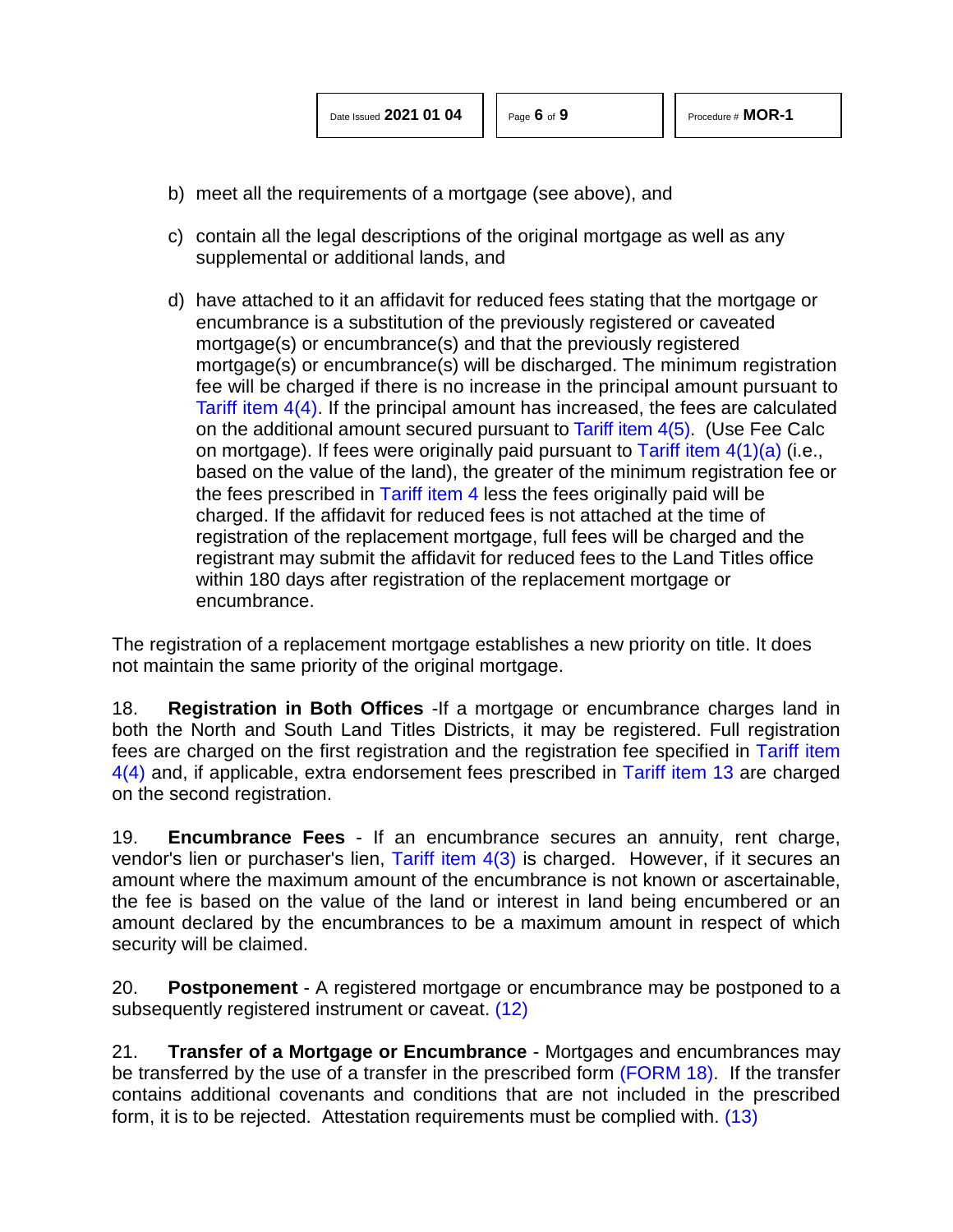b) meet all the requirements of a mortgage (see above), and

c) contain all the legal descriptions of the original mortgage as well as any supplemental or additional lands, and

d) have attached to it an affidavit for reduced fees stating that the mortgage or encumbrance is a substitution of the previously registered or caveated mortgage(s) or encumbrance(s) and that the previously registered mortgage(s) or encumbrance(s) will be discharged. The minimum registration fee will be charged if there is no increase in the principal amount pursuant to Tariff item 4(4). If the principal amount has increased, the fees are calculated on the additional amount secured pursuant to Tariff item 4(5). (Use Fee Calc on mortgage). If fees were originally paid pursuant to Tariff item 4(1)(a) (i.e., based on the value of the land), the greater of the minimum registration fee or the fees prescribed in Tariff item 4 less the fees originally paid will be charged. If the affidavit for reduced fees is not attached at the time of registration of the replacement mortgage, full fees will be charged and the registrant may submit the affidavit for reduced fees to the Land Titles office within 180 days after registration of the replacement mortgage or encumbrance.

The registration of a replacement mortgage establishes a new priority on title. It does not maintain the same priority of the original mortgage.

18. **Registration in Both Offices** -If a mortgage or encumbrance charges land in both the North and South Land Titles Districts, it may be registered. Full registration fees are charged on the first registration and the registration fee specified in Tariff item 4(4) and, if applicable, extra endorsement fees prescribed in Tariff item 13 are charged on the second registration.

19. **Encumbrance Fees** - If an encumbrance secures an annuity, rent charge, vendor's lien or purchaser's lien, Tariff item 4(3) is charged. However, if it secures an amount where the maximum amount of the encumbrance is not known or ascertainable, the fee is based on the value of the land or interest in land being encumbered or an amount declared by the encumbrances to be a maximum amount in respect of which security will be claimed.

20. **Postponement** - A registered mortgage or encumbrance may be postponed to a subsequently registered instrument or caveat. (12)

21. **Transfer of a Mortgage or Encumbrance** - Mortgages and encumbrances may be transferred by the use of a transfer in the prescribed form (FORM 18). If the transfer contains additional covenants and conditions that are not included in the prescribed form, it is to be rejected. Attestation requirements must be complied with. (13)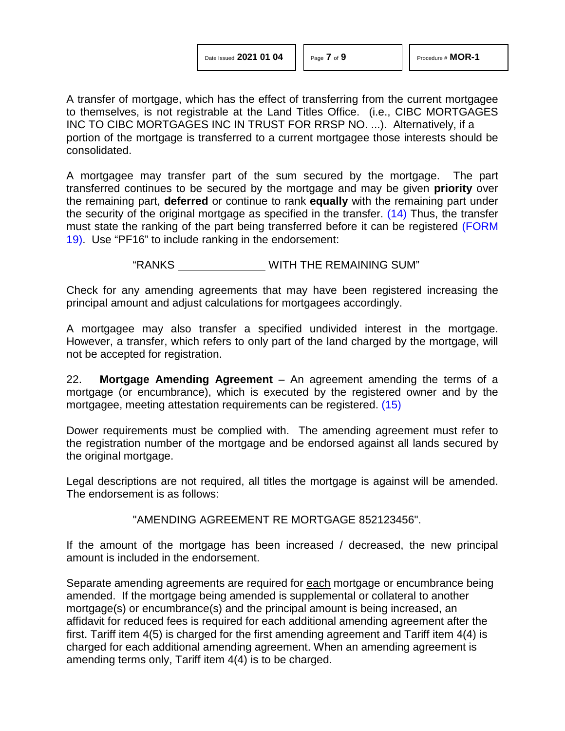A transfer of mortgage, which has the effect of transferring from the current mortgagee to themselves, is not registrable at the Land Titles Office. (i.e., CIBC MORTGAGES INC TO CIBC MORTGAGES INC IN TRUST FOR RRSP NO. ...). Alternatively, if a portion of the mortgage is transferred to a current mortgagee those interests should be consolidated.

A mortgagee may transfer part of the sum secured by the mortgage. The part transferred continues to be secured by the mortgage and may be given **priority** over the remaining part, **deferred** or continue to rank **equally** with the remaining part under the security of the original mortgage as specified in the transfer. (14) Thus, the transfer must state the ranking of the part being transferred before it can be registered (FORM 19). Use "PF16" to include ranking in the endorsement:

"RANKS ______________ WITH THE REMAINING SUM"

Check for any amending agreements that may have been registered increasing the principal amount and adjust calculations for mortgagees accordingly.

A mortgagee may also transfer a specified undivided interest in the mortgage. However, a transfer, which refers to only part of the land charged by the mortgage, will not be accepted for registration.

22. **Mortgage Amending Agreement** – An agreement amending the terms of a mortgage (or encumbrance), which is executed by the registered owner and by the mortgagee, meeting attestation requirements can be registered. (15)

Dower requirements must be complied with. The amending agreement must refer to the registration number of the mortgage and be endorsed against all lands secured by the original mortgage.

Legal descriptions are not required, all titles the mortgage is against will be amended. The endorsement is as follows:

"AMENDING AGREEMENT RE MORTGAGE 852123456".

If the amount of the mortgage has been increased / decreased, the new principal amount is included in the endorsement.

Separate amending agreements are required for <u>each</u> mortgage or encumbrance being amended. If the mortgage being amended is supplemental or collateral to another mortgage(s) or encumbrance(s) and the principal amount is being increased, an affidavit for reduced fees is required for each additional amending agreement after the first. Tariff item 4(5) is charged for the first amending agreement and Tariff item 4(4) is charged for each additional amending agreement. When an amending agreement is amending terms only, Tariff item 4(4) is to be charged.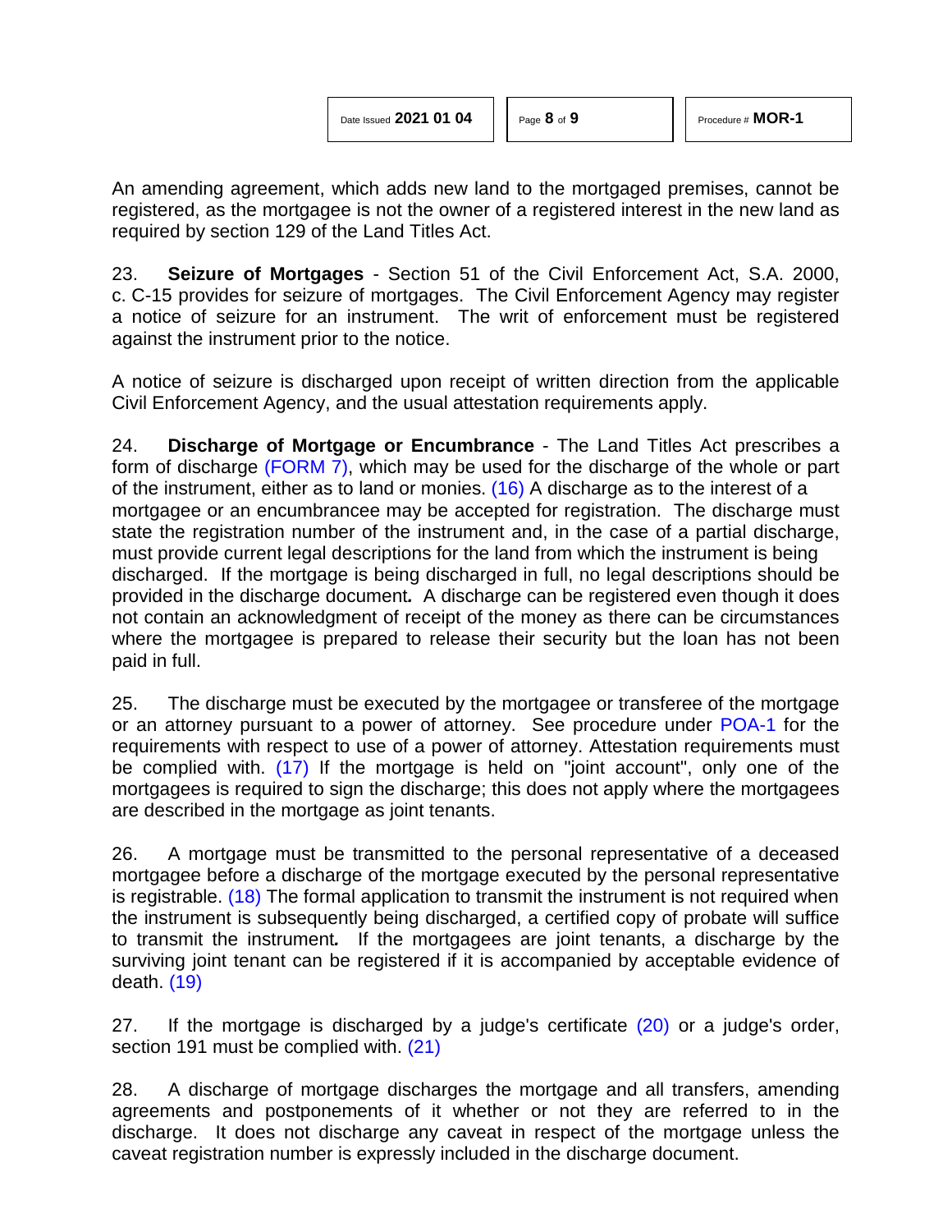An amending agreement, which adds new land to the mortgaged premises, cannot be registered, as the mortgagee is not the owner of a registered interest in the new land as required by section 129 of the Land Titles Act.

23. **Seizure of Mortgages** - Section 51 of the Civil Enforcement Act, S.A. 2000, c. C-15 provides for seizure of mortgages. The Civil Enforcement Agency may register a notice of seizure for an instrument. The writ of enforcement must be registered against the instrument prior to the notice.

A notice of seizure is discharged upon receipt of written direction from the applicable Civil Enforcement Agency, and the usual attestation requirements apply.

24. **Discharge of Mortgage or Encumbrance** - The Land Titles Act prescribes a form of discharge (FORM 7), which may be used for the discharge of the whole or part of the instrument, either as to land or monies. (16) A discharge as to the interest of a mortgagee or an encumbrancee may be accepted for registration. The discharge must state the registration number of the instrument and, in the case of a partial discharge, must provide current legal descriptions for the land from which the instrument is being discharged. If the mortgage is being discharged in full, no legal descriptions should be provided in the discharge document*.* A discharge can be registered even though it does not contain an acknowledgment of receipt of the money as there can be circumstances where the mortgagee is prepared to release their security but the loan has not been paid in full.

25. The discharge must be executed by the mortgagee or transferee of the mortgage or an attorney pursuant to a power of attorney. See procedure under POA-1 for the requirements with respect to use of a power of attorney. Attestation requirements must be complied with. (17) If the mortgage is held on "joint account", only one of the mortgagees is required to sign the discharge; this does not apply where the mortgagees are described in the mortgage as joint tenants.

26. A mortgage must be transmitted to the personal representative of a deceased mortgagee before a discharge of the mortgage executed by the personal representative is registrable. (18) The formal application to transmit the instrument is not required when the instrument is subsequently being discharged, a certified copy of probate will suffice to transmit the instrument*.* If the mortgagees are joint tenants, a discharge by the surviving joint tenant can be registered if it is accompanied by acceptable evidence of death. (19)

27. If the mortgage is discharged by a judge's certificate (20) or a judge's order, section 191 must be complied with. (21)

28. A discharge of mortgage discharges the mortgage and all transfers, amending agreements and postponements of it whether or not they are referred to in the discharge. It does not discharge any caveat in respect of the mortgage unless the caveat registration number is expressly included in the discharge document.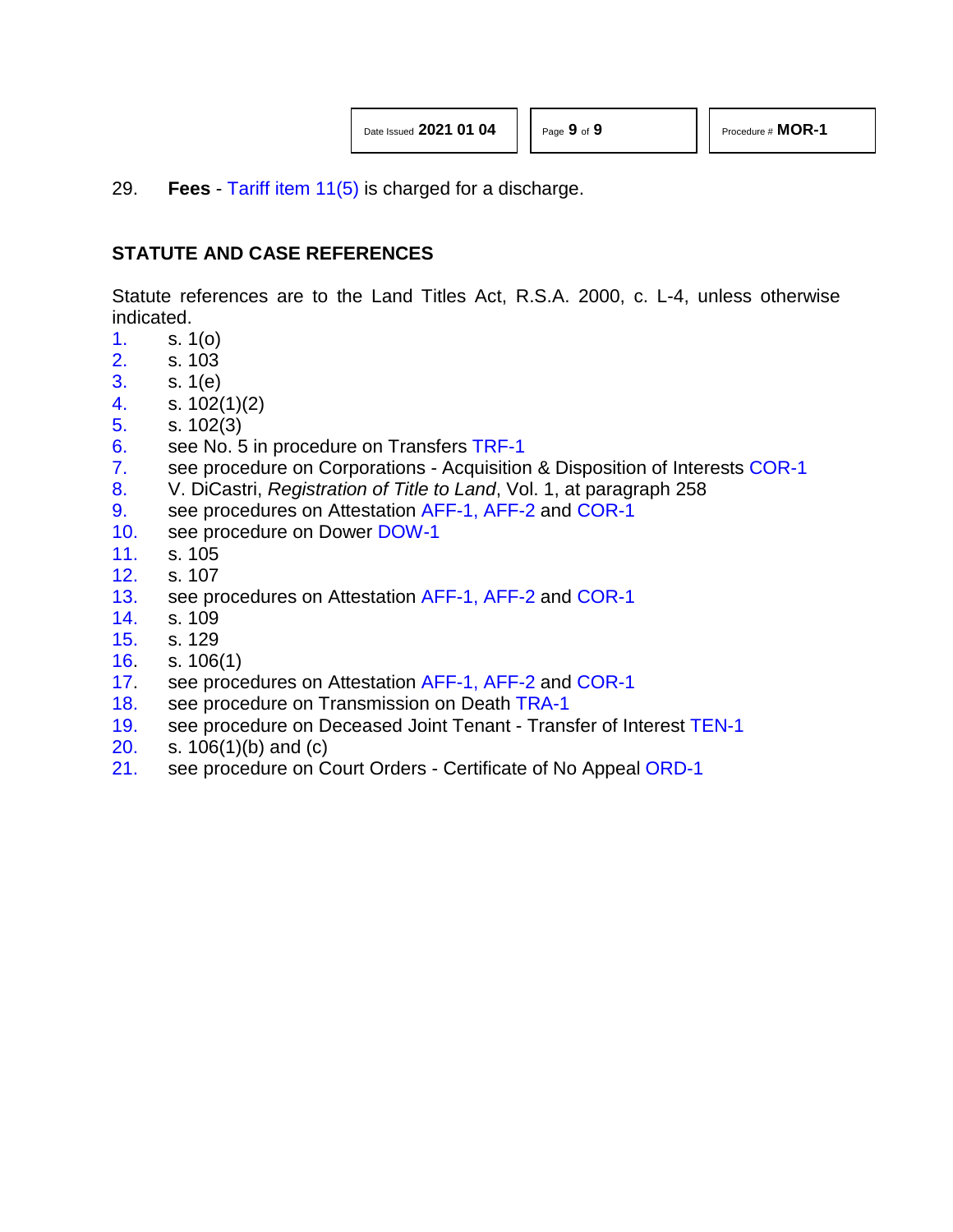29. **Fees** - Tariff item 11(5) is charged for a discharge.

## STATUTE AND CASE REFERENCES

Statute references are to the Land Titles Act, R.S.A. 2000, c. L-4, unless otherwise indicated.

1. s. 1(o)
2. s. 103
3. s. 1(e)
4. s. 102(1)(2)
5. s. 102(3)
6. see No. 5 in procedure on Transfers TRF-1
7. see procedure on Corporations - Acquisition & Disposition of Interests COR-1
8. V. DiCastri, *Registration of Title to Land*, Vol. 1, at paragraph 258
9. see procedures on Attestation AFF-1, AFF-2 and COR-1
10. see procedure on Dower DOW-1
11. s. 105
12. s. 107
13. see procedures on Attestation AFF-1, AFF-2 and COR-1
14. s. 109
15. s. 129
16. s. 106(1)
17. see procedures on Attestation AFF-1, AFF-2 and COR-1
18. see procedure on Transmission on Death TRA-1
19. see procedure on Deceased Joint Tenant - Transfer of Interest TEN-1
20. s. 106(1)(b) and (c)
21. see procedure on Court Orders - Certificate of No Appeal ORD-1